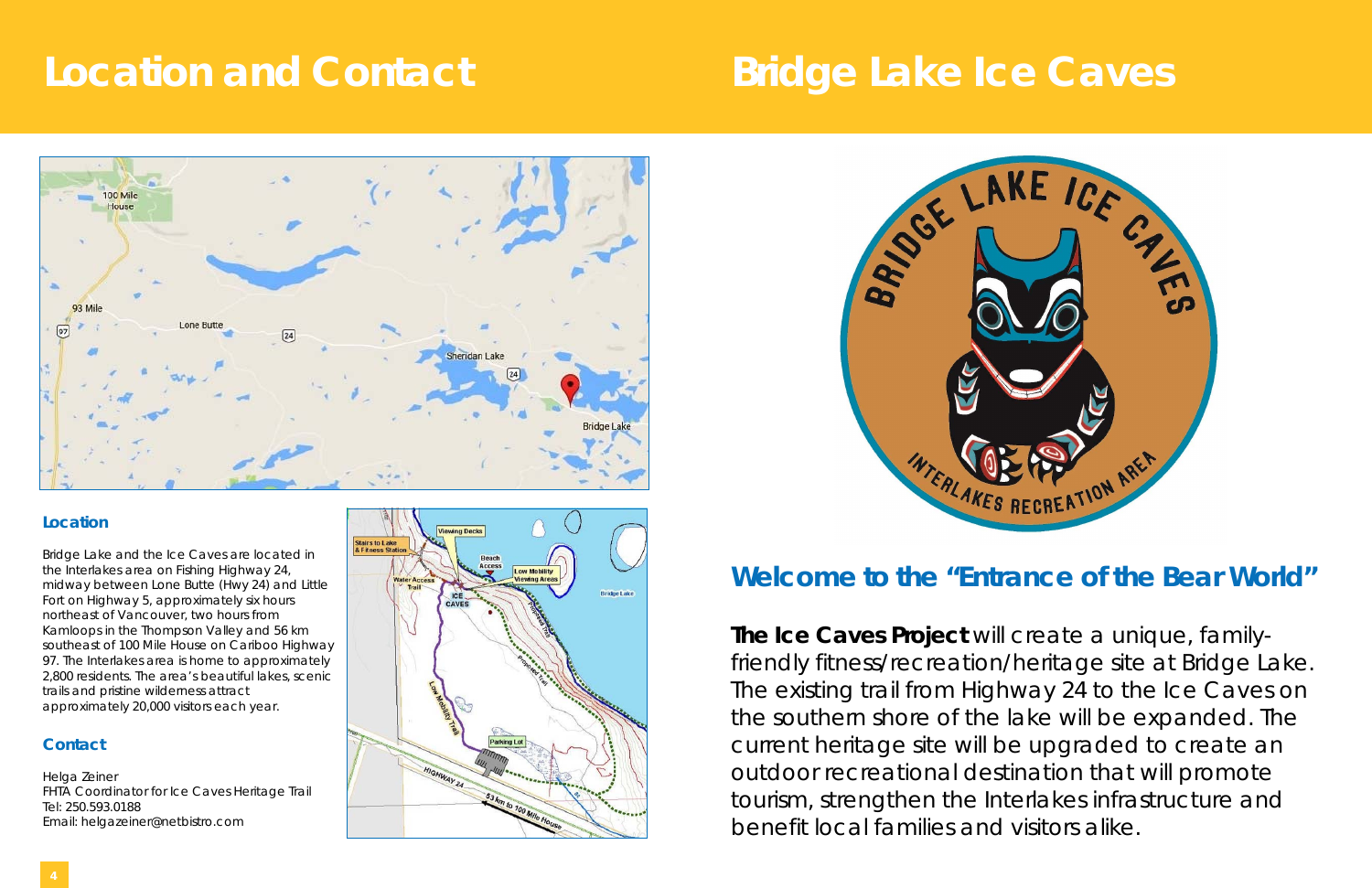# Location and Contact

### Location

Bridge Lake and the Ice Caves are located in the Interlakes area on Fishing Highway 24, midway between Lone Butte (Hwy 24) and Little Fort on Highway 5, approximately six hours northeast of Vancouver, two hours from Kamloops in the Thompson Valley and 56 km southeast of 100 Mile House on Cariboo Highway 97. The Interlakes area is home to approximately 2,800 residents. The area's beautiful lakes, scenic trails and pristine wilderness attract approximately 20,000 visitors each year.

### Contact

Helga Zeiner
FHTA Coordinator for Ice Caves Heritage Trail
Tel: 250.593.0188
Email: helgazeiner@netbistro.com

# Bridge Lake Ice Caves

## Welcome to the "Entrance of the Bear World"

**The Ice Caves Project** will create a unique, family-friendly fitness/recreation/heritage site at Bridge Lake. The existing trail from Highway 24 to the Ice Caves on the southern shore of the lake will be expanded. The current heritage site will be upgraded to create an outdoor recreational destination that will promote tourism, strengthen the Interlakes infrastructure and benefit local families and visitors alike.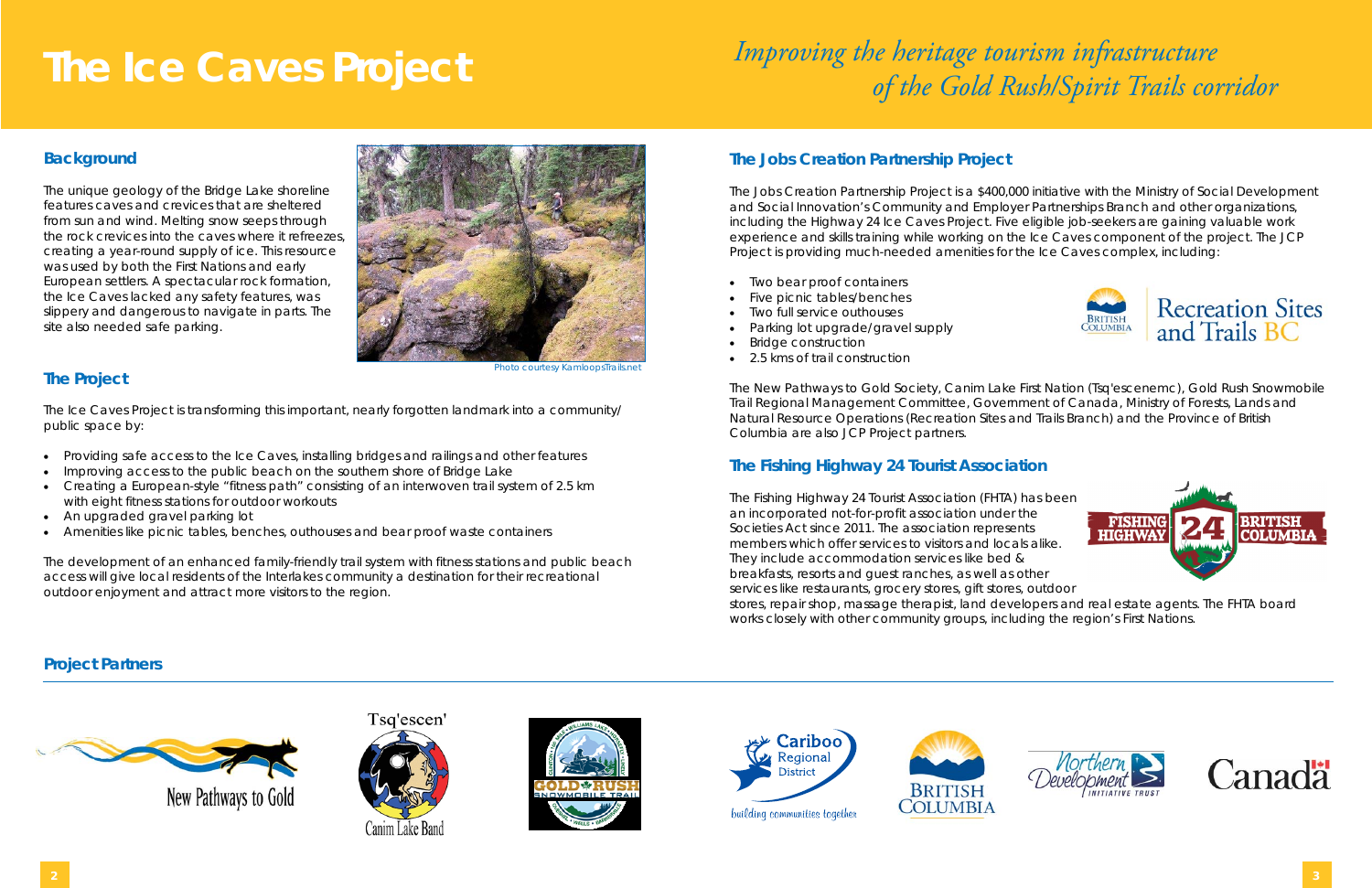# The Ice Caves Project

*Improving the heritage tourism infrastructure of the Gold Rush/Spirit Trails corridor*

## Background

The unique geology of the Bridge Lake shoreline features caves and crevices that are sheltered from sun and wind. Melting snow seeps through the rock crevices into the caves where it refreezes, creating a year-round supply of ice. This resource was used by both the First Nations and early European settlers. A spectacular rock formation, the Ice Caves lacked any safety features, was slippery and dangerous to navigate in parts. The site also needed safe parking.

Photo courtesy KamloopsTrails.net

## The Project

The Ice Caves Project is transforming this important, nearly forgotten landmark into a community/ public space by:

- Providing safe access to the Ice Caves, installing bridges and railings and other features
- Improving access to the public beach on the southern shore of Bridge Lake
- Creating a European-style "fitness path" consisting of an interwoven trail system of 2.5 km with eight fitness stations for outdoor workouts
- An upgraded gravel parking lot
- Amenities like picnic tables, benches, outhouses and bear proof waste containers

The development of an enhanced family-friendly trail system with fitness stations and public beach access will give local residents of the Interlakes community a destination for their recreational outdoor enjoyment and attract more visitors to the region.

## The Jobs Creation Partnership Project

The Jobs Creation Partnership Project is a $400,000 initiative with the Ministry of Social Development and Social Innovation's Community and Employer Partnerships Branch and other organizations, including the Highway 24 Ice Caves Project. Five eligible job-seekers are gaining valuable work experience and skills training while working on the Ice Caves component of the project. The JCP Project is providing much-needed amenities for the Ice Caves complex, including:

- Two bear proof containers
- Five picnic tables/benches
- Two full service outhouses
- Parking lot upgrade/gravel supply
- Bridge construction
- 2.5 kms of trail construction

Recreation Sites and Trails BC

The New Pathways to Gold Society, Canim Lake First Nation (Tsq'escenemc), Gold Rush Snowmobile Trail Regional Management Committee, Government of Canada, Ministry of Forests, Lands and Natural Resource Operations (Recreation Sites and Trails Branch) and the Province of British Columbia are also JCP Project partners.

## The Fishing Highway 24 Tourist Association

The Fishing Highway 24 Tourist Association (FHTA) has been an incorporated not-for-profit association under the Societies Act since 2011. The association represents members which offer services to visitors and locals alike. They include accommodation services like bed & breakfasts, resorts and guest ranches, as well as other services like restaurants, grocery stores, gift stores, outdoor stores, repair shop, massage therapist, land developers and real estate agents. The FHTA board works closely with other community groups, including the region's First Nations.

## Project Partners

New Pathways to Gold

Tsq'escen' Canim Lake Band

Gold Rush Snowmobile Trail

Cariboo Regional District – building communities together

British Columbia

Northern Development Initiative Trust

Canada